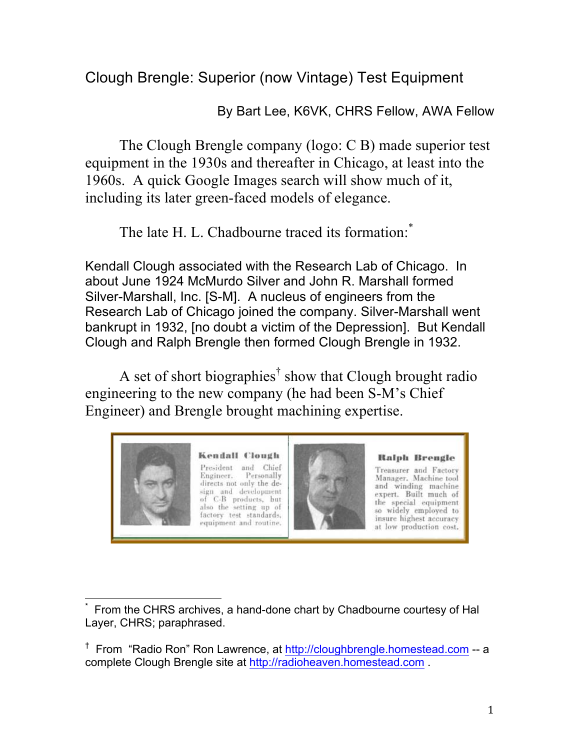# Clough Brengle: Superior (now Vintage) Test Equipment

By Bart Lee, K6VK, CHRS Fellow, AWA Fellow

The Clough Brengle company (logo: C B) made superior test equipment in the 1930s and thereafter in Chicago, at least into the 1960s. A quick Google Images search will show much of it, including its later green-faced models of elegance.

The late H. L. Chadbourne traced its formation:*

Kendall Clough associated with the Research Lab of Chicago. In about June 1924 McMurdo Silver and John R. Marshall formed Silver-Marshall, Inc. [S-M]. A nucleus of engineers from the Research Lab of Chicago joined the company. Silver-Marshall went bankrupt in 1932, [no doubt a victim of the Depression]. But Kendall Clough and Ralph Brengle then formed Clough Brengle in 1932.

A set of short biographies† show that Clough brought radio engineering to the new company (he had been S-M's Chief Engineer) and Brengle brought machining expertise.

**Kendall Clough**

President and Chief Engineer. Personally directs not only the design and development of C-B products, but also the setting up of factory test standards, equipment and routine.

**Ralph Brengle**

Treasurer and Factory Manager. Machine tool and winding machine expert. Built much of the special equipment so widely employed to insure highest accuracy at low production cost.

---

* From the CHRS archives, a hand-done chart by Chadbourne courtesy of Hal Layer, CHRS; paraphrased.

† From "Radio Ron" Ron Lawrence, at http://cloughbrengle.homestead.com -- a complete Clough Brengle site at http://radioheaven.homestead.com .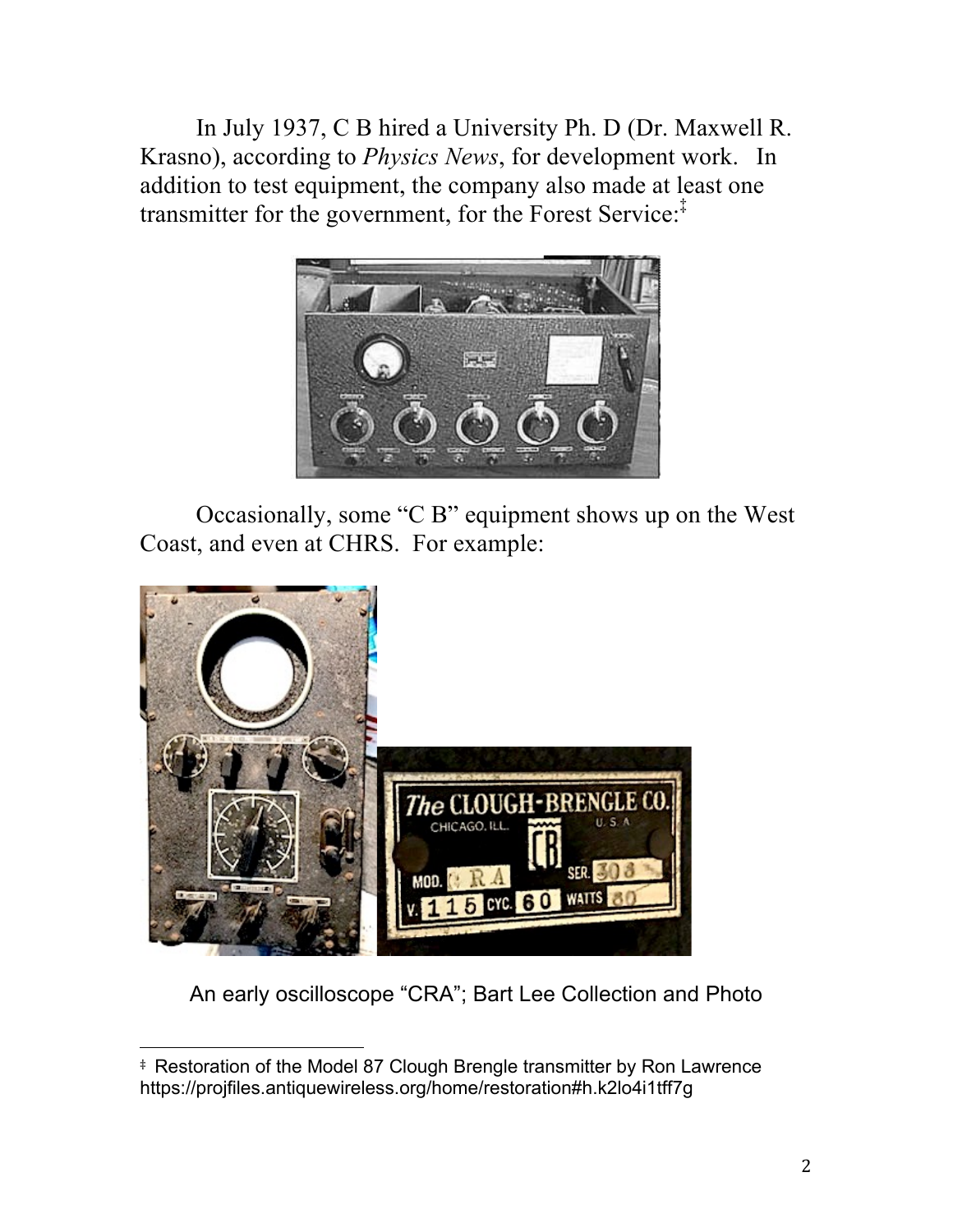In July 1937, C B hired a University Ph. D (Dr. Maxwell R. Krasno), according to *Physics News*, for development work. In addition to test equipment, the company also made at least one transmitter for the government, for the Forest Service:‡

Occasionally, some "C B" equipment shows up on the West Coast, and even at CHRS. For example:

An early oscilloscope "CRA"; Bart Lee Collection and Photo

‡ Restoration of the Model 87 Clough Brengle transmitter by Ron Lawrence https://projfiles.antiquewireless.org/home/restoration#h.k2lo4i1tff7g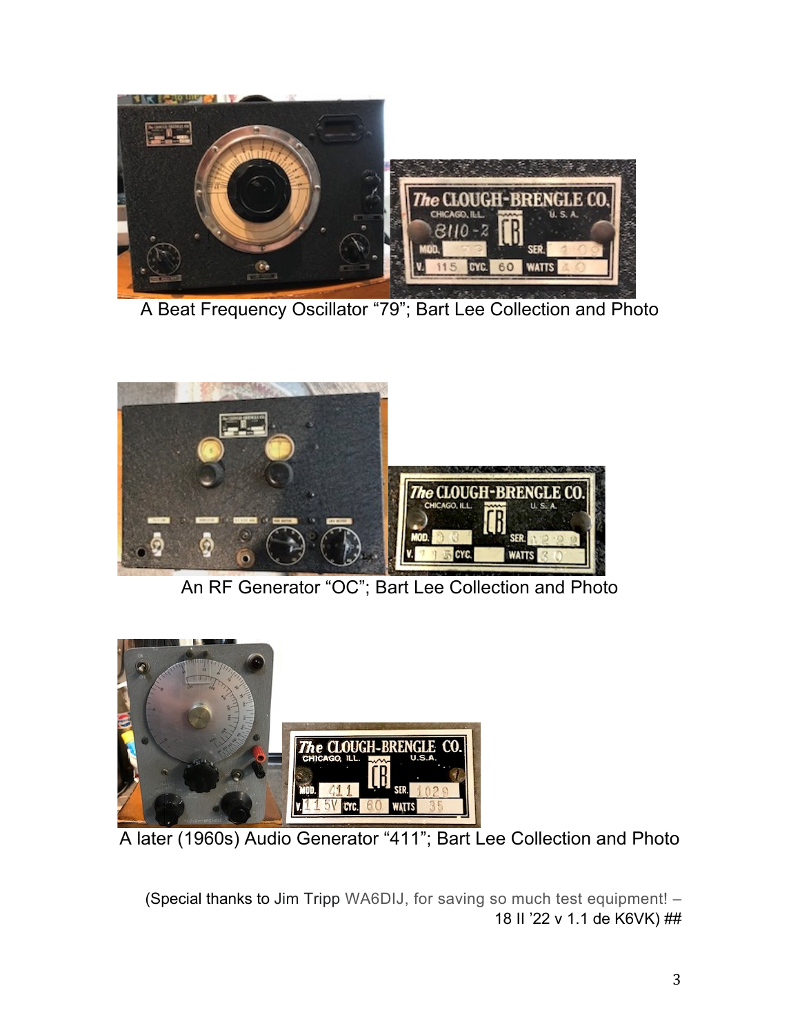A Beat Frequency Oscillator “79”; Bart Lee Collection and Photo

An RF Generator “OC”; Bart Lee Collection and Photo

A later (1960s) Audio Generator “411”; Bart Lee Collection and Photo

(Special thanks to Jim Tripp WA6DIJ, for saving so much test equipment! – 18 II ’22 v 1.1 de K6VK) ##